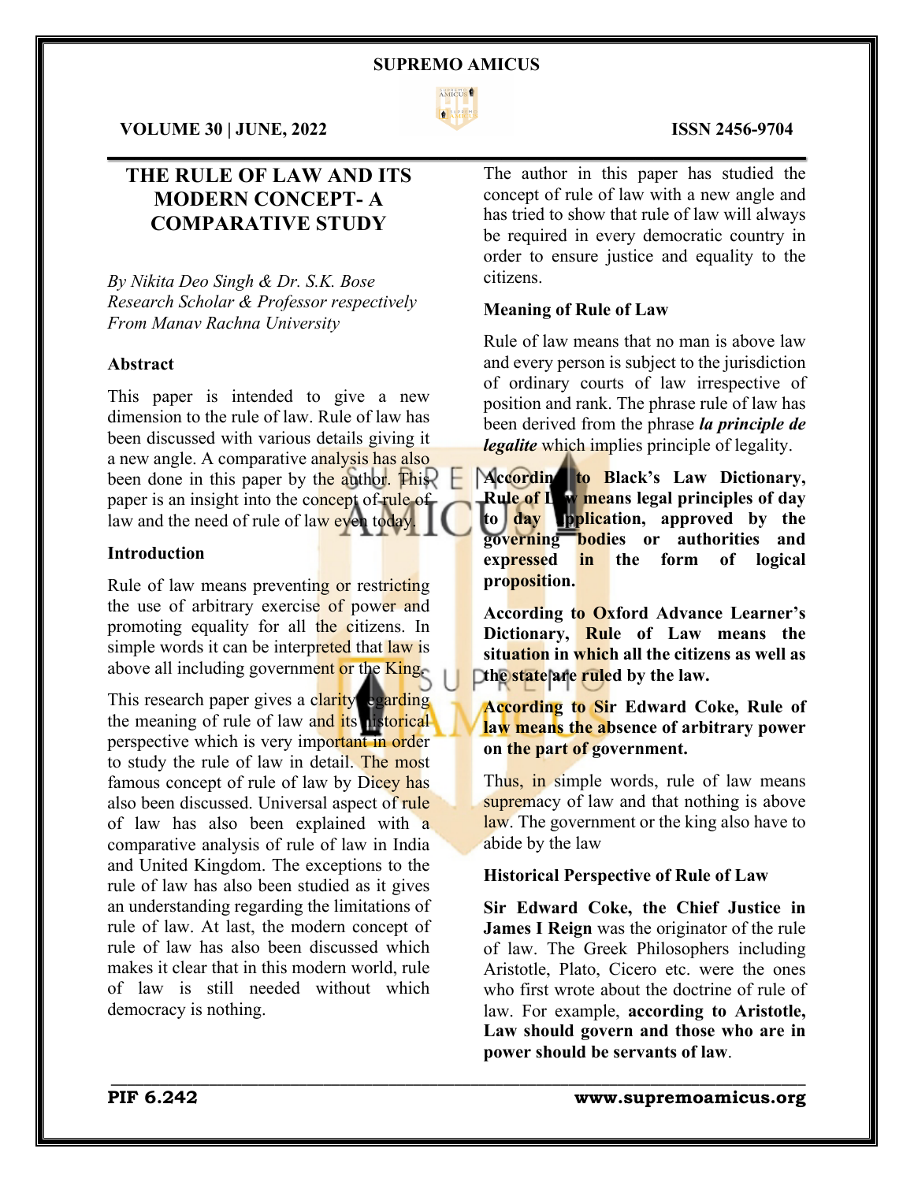# THE RULE OF LAW AND ITS MODERN CONCEPT- A COMPARATIVE STUDY

*By Nikita Deo Singh & Dr. S.K. Bose*
*Research Scholar & Professor respectively*
*From Manav Rachna University*

## Abstract

This paper is intended to give a new dimension to the rule of law. Rule of law has been discussed with various details giving it a new angle. A comparative analysis has also been done in this paper by the author. This paper is an insight into the concept of rule of law and the need of rule of law even today.

## Introduction

Rule of law means preventing or restricting the use of arbitrary exercise of power and promoting equality for all the citizens. In simple words it can be interpreted that law is above all including government or the King.

This research paper gives a clarity regarding the meaning of rule of law and its historical perspective which is very important in order to study the rule of law in detail. The most famous concept of rule of law by Dicey has also been discussed. Universal aspect of rule of law has also been explained with a comparative analysis of rule of law in India and United Kingdom. The exceptions to the rule of law has also been studied as it gives an understanding regarding the limitations of rule of law. At last, the modern concept of rule of law has also been discussed which makes it clear that in this modern world, rule of law is still needed without which democracy is nothing.

The author in this paper has studied the concept of rule of law with a new angle and has tried to show that rule of law will always be required in every democratic country in order to ensure justice and equality to the citizens.

## Meaning of Rule of Law

Rule of law means that no man is above law and every person is subject to the jurisdiction of ordinary courts of law irrespective of position and rank. The phrase rule of law has been derived from the phrase ***la principle de legalite*** which implies principle of legality.

**According to Black's Law Dictionary, Rule of Law means legal principles of day to day application, approved by the governing bodies or authorities and expressed in the form of logical proposition.**

**According to Oxford Advance Learner's Dictionary, Rule of Law means the situation in which all the citizens as well as the state are ruled by the law.**

**According to Sir Edward Coke, Rule of law means the absence of arbitrary power on the part of government.**

Thus, in simple words, rule of law means supremacy of law and that nothing is above law. The government or the king also have to abide by the law

## Historical Perspective of Rule of Law

**Sir Edward Coke, the Chief Justice in James I Reign** was the originator of the rule of law. The Greek Philosophers including Aristotle, Plato, Cicero etc. were the ones who first wrote about the doctrine of rule of law. For example, **according to Aristotle, Law should govern and those who are in power should be servants of law**.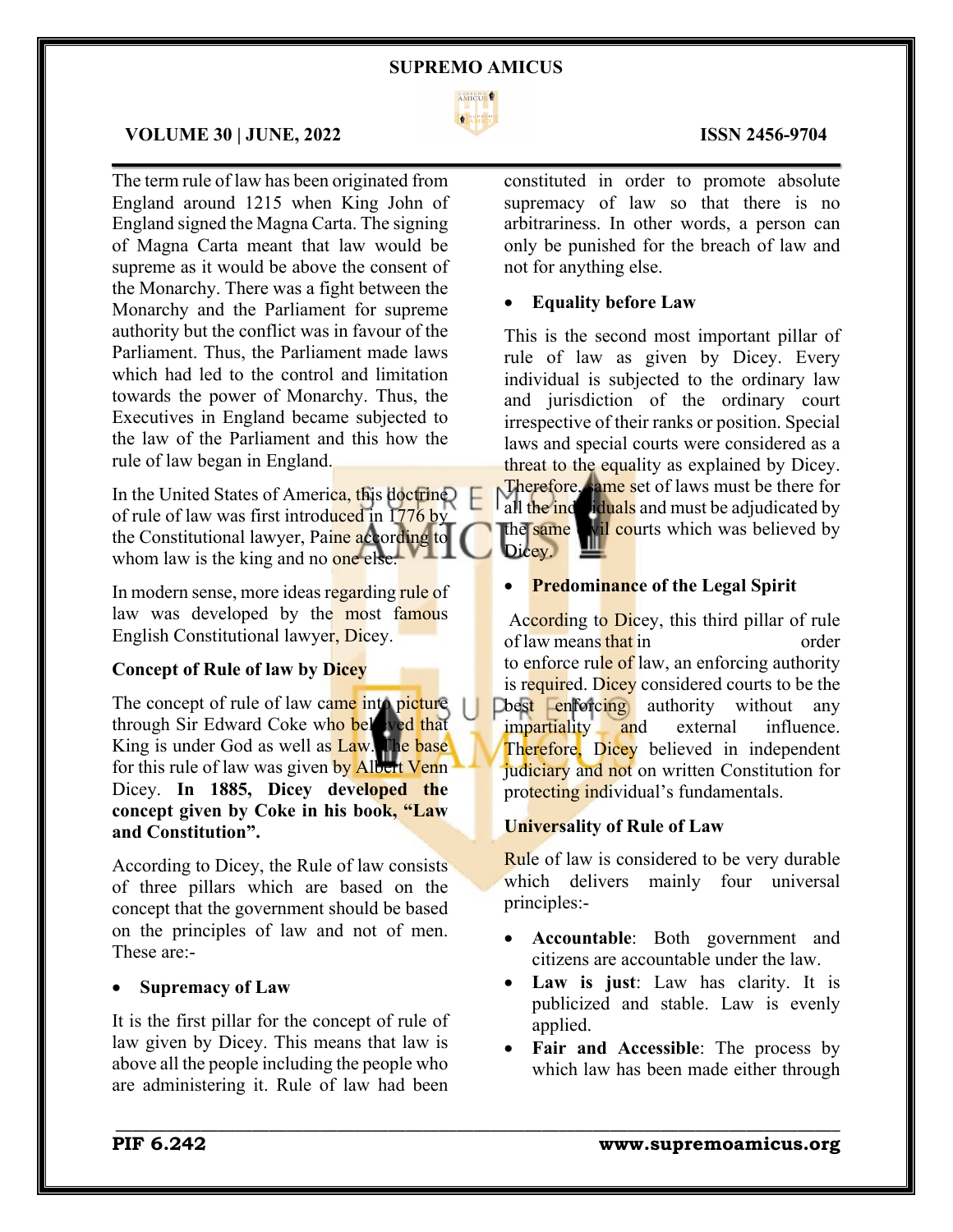The term rule of law has been originated from England around 1215 when King John of England signed the Magna Carta. The signing of Magna Carta meant that law would be supreme as it would be above the consent of the Monarchy. There was a fight between the Monarchy and the Parliament for supreme authority but the conflict was in favour of the Parliament. Thus, the Parliament made laws which had led to the control and limitation towards the power of Monarchy. Thus, the Executives in England became subjected to the law of the Parliament and this how the rule of law began in England.

In the United States of America, this doctrine of rule of law was first introduced in 1776 by the Constitutional lawyer, Paine according to whom law is the king and no one else.

In modern sense, more ideas regarding rule of law was developed by the most famous English Constitutional lawyer, Dicey.

**Concept of Rule of law by Dicey**

The concept of rule of law came into picture through Sir Edward Coke who believed that King is under God as well as Law. The base for this rule of law was given by Albert Venn Dicey. **In 1885, Dicey developed the concept given by Coke in his book, "Law and Constitution".**

According to Dicey, the Rule of law consists of three pillars which are based on the concept that the government should be based on the principles of law and not of men. These are:-

- **Supremacy of Law**

It is the first pillar for the concept of rule of law given by Dicey. This means that law is above all the people including the people who are administering it. Rule of law had been constituted in order to promote absolute supremacy of law so that there is no arbitrariness. In other words, a person can only be punished for the breach of law and not for anything else.

- **Equality before Law**

This is the second most important pillar of rule of law as given by Dicey. Every individual is subjected to the ordinary law and jurisdiction of the ordinary court irrespective of their ranks or position. Special laws and special courts were considered as a threat to the equality as explained by Dicey. Therefore, same set of laws must be there for all the individuals and must be adjudicated by the same civil courts which was believed by Dicey.

- **Predominance of the Legal Spirit**

According to Dicey, this third pillar of rule of law means that in order to enforce rule of law, an enforcing authority is required. Dicey considered courts to be the best enforcing authority without any impartiality and external influence. Therefore, Dicey believed in independent judiciary and not on written Constitution for protecting individual's fundamentals.

**Universality of Rule of Law**

Rule of law is considered to be very durable which delivers mainly four universal principles:-

- **Accountable**: Both government and citizens are accountable under the law.
- **Law is just**: Law has clarity. It is publicized and stable. Law is evenly applied.
- **Fair and Accessible**: The process by which law has been made either through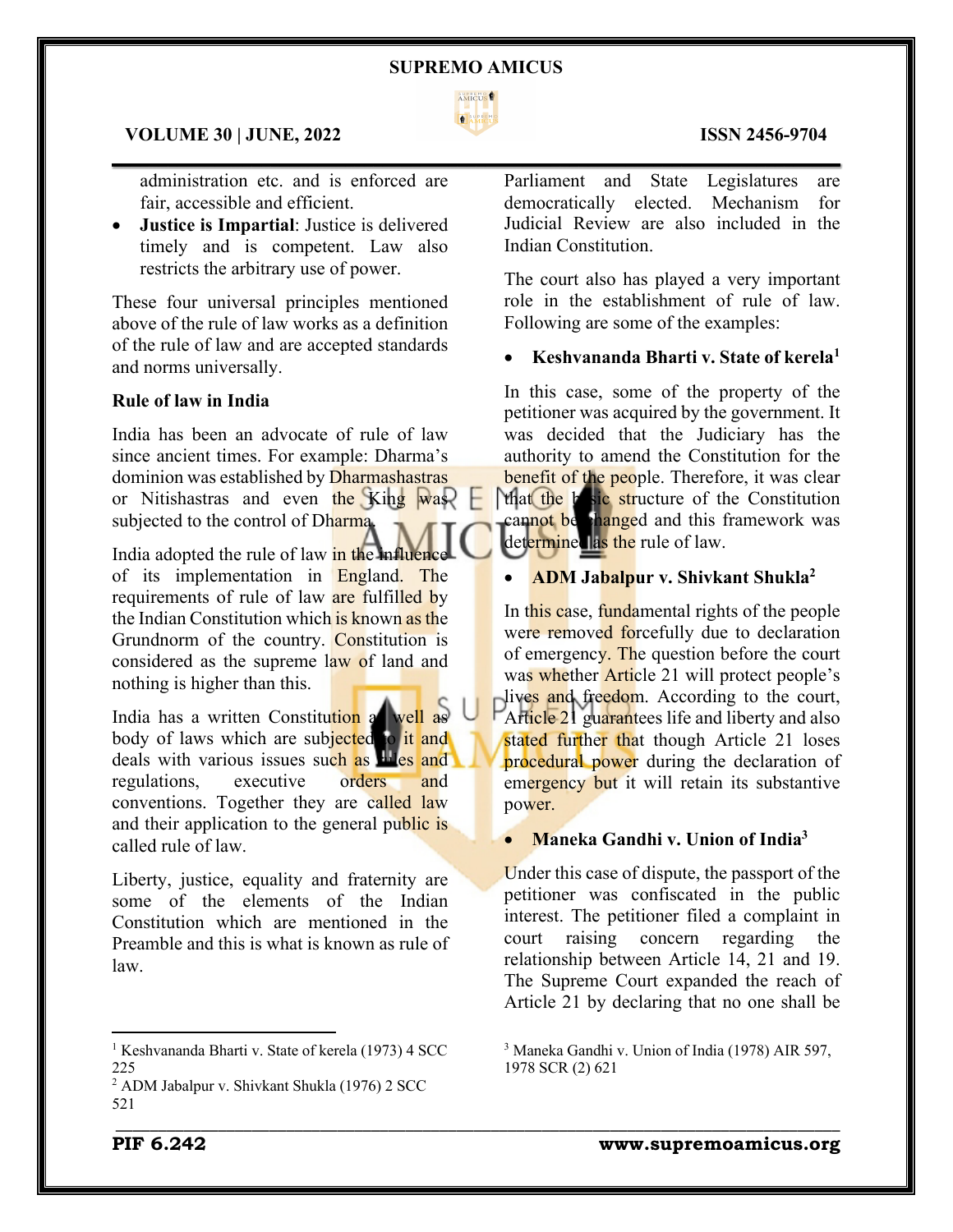administration etc. and is enforced are fair, accessible and efficient.

- **Justice is Impartial**: Justice is delivered timely and is competent. Law also restricts the arbitrary use of power.

These four universal principles mentioned above of the rule of law works as a definition of the rule of law and are accepted standards and norms universally.

**Rule of law in India**

India has been an advocate of rule of law since ancient times. For example: Dharma's dominion was established by Dharmashastras or Nitishastras and even the King was subjected to the control of Dharma.

India adopted the rule of law in the influence of its implementation in England. The requirements of rule of law are fulfilled by the Indian Constitution which is known as the Grundnorm of the country. Constitution is considered as the supreme law of land and nothing is higher than this.

India has a written Constitution as well as body of laws which are subjected to it and deals with various issues such as rules and regulations, executive orders and conventions. Together they are called law and their application to the general public is called rule of law.

Liberty, justice, equality and fraternity are some of the elements of the Indian Constitution which are mentioned in the Preamble and this is what is known as rule of law.

Parliament and State Legislatures are democratically elected. Mechanism for Judicial Review are also included in the Indian Constitution.

The court also has played a very important role in the establishment of rule of law. Following are some of the examples:

- **Keshvananda Bharti v. State of kerela[1]**

In this case, some of the property of the petitioner was acquired by the government. It was decided that the Judiciary has the authority to amend the Constitution for the benefit of the people. Therefore, it was clear that the basic structure of the Constitution cannot be changed and this framework was determined as the rule of law.

- **ADM Jabalpur v. Shivkant Shukla[2]**

In this case, fundamental rights of the people were removed forcefully due to declaration of emergency. The question before the court was whether Article 21 will protect people's lives and freedom. According to the court, Article 21 guarantees life and liberty and also stated further that though Article 21 loses procedural power during the declaration of emergency but it will retain its substantive power.

- **Maneka Gandhi v. Union of India[3]**

Under this case of dispute, the passport of the petitioner was confiscated in the public interest. The petitioner filed a complaint in court raising concern regarding the relationship between Article 14, 21 and 19. The Supreme Court expanded the reach of Article 21 by declaring that no one shall be

---

[1] Keshvananda Bharti v. State of kerela (1973) 4 SCC 225

[2] ADM Jabalpur v. Shivkant Shukla (1976) 2 SCC 521

[3] Maneka Gandhi v. Union of India (1978) AIR 597, 1978 SCR (2) 621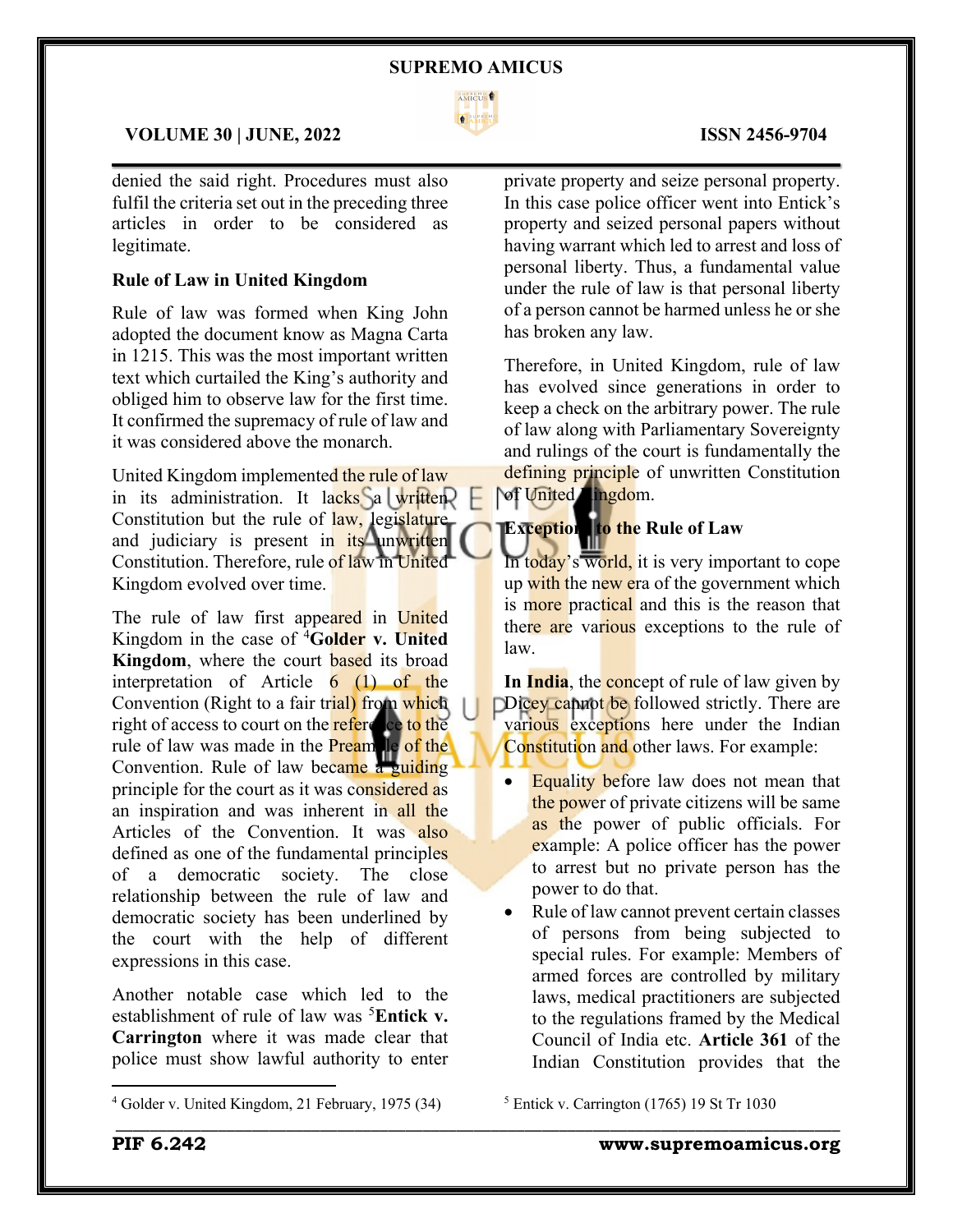denied the said right. Procedures must also fulfil the criteria set out in the preceding three articles in order to be considered as legitimate.

**Rule of Law in United Kingdom**

Rule of law was formed when King John adopted the document know as Magna Carta in 1215. This was the most important written text which curtailed the King's authority and obliged him to observe law for the first time. It confirmed the supremacy of rule of law and it was considered above the monarch.

United Kingdom implemented the rule of law in its administration. It lacks a written Constitution but the rule of law, legislature and judiciary is present in its unwritten Constitution. Therefore, rule of law in United Kingdom evolved over time.

The rule of law first appeared in United Kingdom in the case of [4]**Golder v. United Kingdom**, where the court based its broad interpretation of Article 6 (1) of the Convention (Right to a fair trial) from which right of access to court on the reference to the rule of law was made in the Preamble of the Convention. Rule of law became a guiding principle for the court as it was considered as an inspiration and was inherent in all the Articles of the Convention. It was also defined as one of the fundamental principles of a democratic society. The close relationship between the rule of law and democratic society has been underlined by the court with the help of different expressions in this case.

Another notable case which led to the establishment of rule of law was [5]**Entick v. Carrington** where it was made clear that police must show lawful authority to enter private property and seize personal property. In this case police officer went into Entick's property and seized personal papers without having warrant which led to arrest and loss of personal liberty. Thus, a fundamental value under the rule of law is that personal liberty of a person cannot be harmed unless he or she has broken any law.

Therefore, in United Kingdom, rule of law has evolved since generations in order to keep a check on the arbitrary power. The rule of law along with Parliamentary Sovereignty and rulings of the court is fundamentally the defining principle of unwritten Constitution of United Kingdom.

**Exceptions to the Rule of Law**

In today's world, it is very important to cope up with the new era of the government which is more practical and this is the reason that there are various exceptions to the rule of law.

**In India**, the concept of rule of law given by Dicey cannot be followed strictly. There are various exceptions here under the Indian Constitution and other laws. For example:

- Equality before law does not mean that the power of private citizens will be same as the power of public officials. For example: A police officer has the power to arrest but no private person has the power to do that.
- Rule of law cannot prevent certain classes of persons from being subjected to special rules. For example: Members of armed forces are controlled by military laws, medical practitioners are subjected to the regulations framed by the Medical Council of India etc. **Article 361** of the Indian Constitution provides that the

---

[4] Golder v. United Kingdom, 21 February, 1975 (34)

[5] Entick v. Carrington (1765) 19 St Tr 1030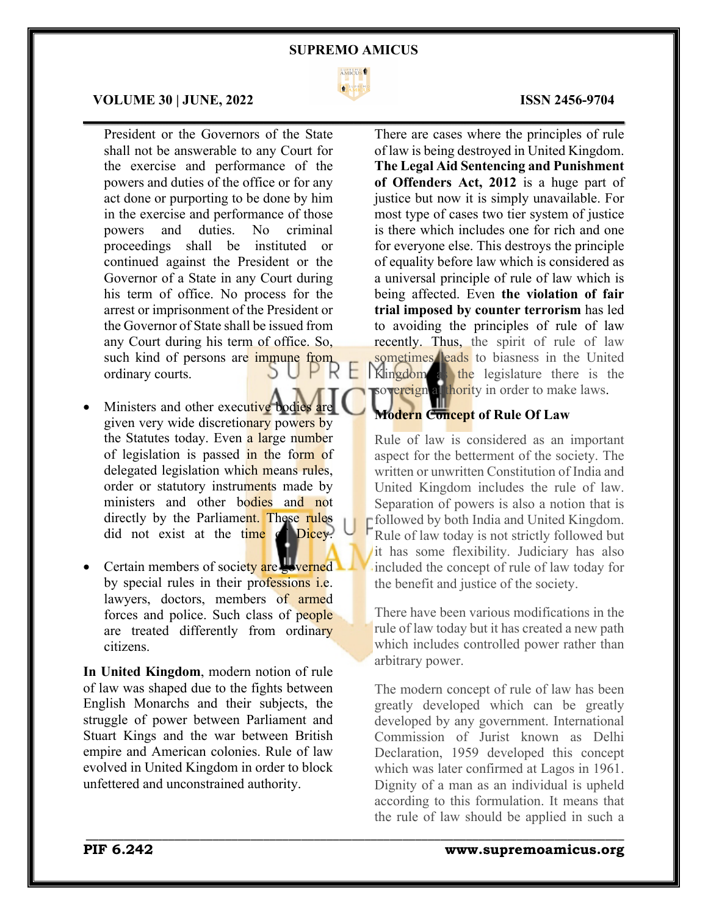President or the Governors of the State shall not be answerable to any Court for the exercise and performance of the powers and duties of the office or for any act done or purporting to be done by him in the exercise and performance of those powers and duties. No criminal proceedings shall be instituted or continued against the President or the Governor of a State in any Court during his term of office. No process for the arrest or imprisonment of the President or the Governor of State shall be issued from any Court during his term of office. So, such kind of persons are immune from ordinary courts.

- Ministers and other executive bodies are given very wide discretionary powers by the Statutes today. Even a large number of legislation is passed in the form of delegated legislation which means rules, order or statutory instruments made by ministers and other bodies and not directly by the Parliament. These rules did not exist at the time of Dicey.
- Certain members of society are governed by special rules in their professions i.e. lawyers, doctors, members of armed forces and police. Such class of people are treated differently from ordinary citizens.

**In United Kingdom**, modern notion of rule of law was shaped due to the fights between English Monarchs and their subjects, the struggle of power between Parliament and Stuart Kings and the war between British empire and American colonies. Rule of law evolved in United Kingdom in order to block unfettered and unconstrained authority.

There are cases where the principles of rule of law is being destroyed in United Kingdom. **The Legal Aid Sentencing and Punishment of Offenders Act, 2012** is a huge part of justice but now it is simply unavailable. For most type of cases two tier system of justice is there which includes one for rich and one for everyone else. This destroys the principle of equality before law which is considered as a universal principle of rule of law which is being affected. Even **the violation of fair trial imposed by counter terrorism** has led to avoiding the principles of rule of law recently. Thus, the spirit of rule of law sometimes leads to biasness in the United Kingdom as the legislature there is the sovereign authority in order to make laws.

### Modern Concept of Rule Of Law

Rule of law is considered as an important aspect for the betterment of the society. The written or unwritten Constitution of India and United Kingdom includes the rule of law. Separation of powers is also a notion that is followed by both India and United Kingdom. Rule of law today is not strictly followed but it has some flexibility. Judiciary has also included the concept of rule of law today for the benefit and justice of the society.

There have been various modifications in the rule of law today but it has created a new path which includes controlled power rather than arbitrary power.

The modern concept of rule of law has been greatly developed which can be greatly developed by any government. International Commission of Jurist known as Delhi Declaration, 1959 developed this concept which was later confirmed at Lagos in 1961. Dignity of a man as an individual is upheld according to this formulation. It means that the rule of law should be applied in such a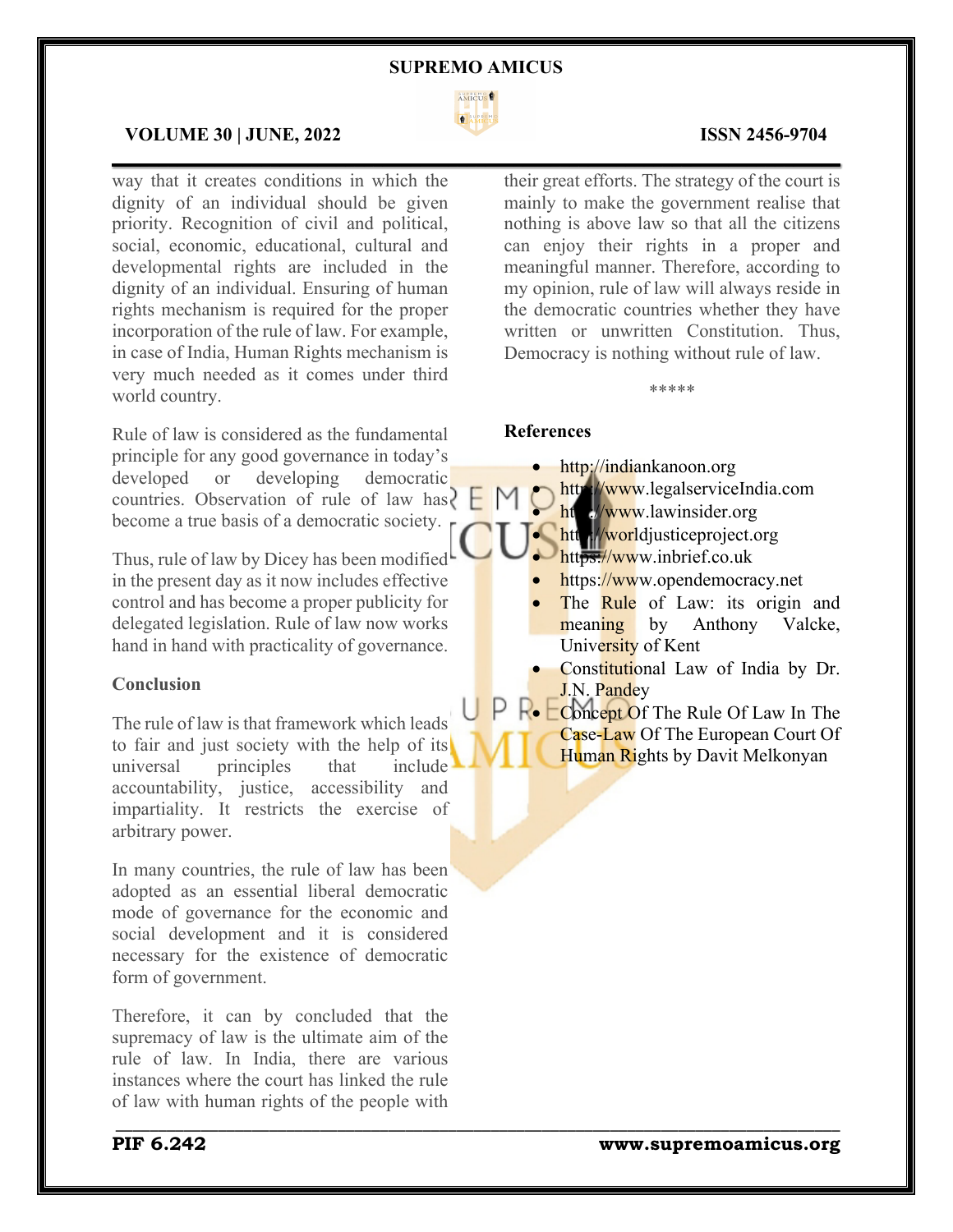way that it creates conditions in which the dignity of an individual should be given priority. Recognition of civil and political, social, economic, educational, cultural and developmental rights are included in the dignity of an individual. Ensuring of human rights mechanism is required for the proper incorporation of the rule of law. For example, in case of India, Human Rights mechanism is very much needed as it comes under third world country.

Rule of law is considered as the fundamental principle for any good governance in today's developed or developing democratic countries. Observation of rule of law has become a true basis of a democratic society.

Thus, rule of law by Dicey has been modified in the present day as it now includes effective control and has become a proper publicity for delegated legislation. Rule of law now works hand in hand with practicality of governance.

### Conclusion

The rule of law is that framework which leads to fair and just society with the help of its universal principles that include accountability, justice, accessibility and impartiality. It restricts the exercise of arbitrary power.

In many countries, the rule of law has been adopted as an essential liberal democratic mode of governance for the economic and social development and it is considered necessary for the existence of democratic form of government.

Therefore, it can by concluded that the supremacy of law is the ultimate aim of the rule of law. In India, there are various instances where the court has linked the rule of law with human rights of the people with their great efforts. The strategy of the court is mainly to make the government realise that nothing is above law so that all the citizens can enjoy their rights in a proper and meaningful manner. Therefore, according to my opinion, rule of law will always reside in the democratic countries whether they have written or unwritten Constitution. Thus, Democracy is nothing without rule of law.

*****

### References

- http://indiankanoon.org
- http://www.legalserviceIndia.com
- http://www.lawinsider.org
- http://worldjusticeproject.org
- https://www.inbrief.co.uk
- https://www.opendemocracy.net
- The Rule of Law: its origin and meaning by Anthony Valcke, University of Kent
- Constitutional Law of India by Dr. J.N. Pandey
- Concept Of The Rule Of Law In The Case-Law Of The European Court Of Human Rights by Davit Melkonyan